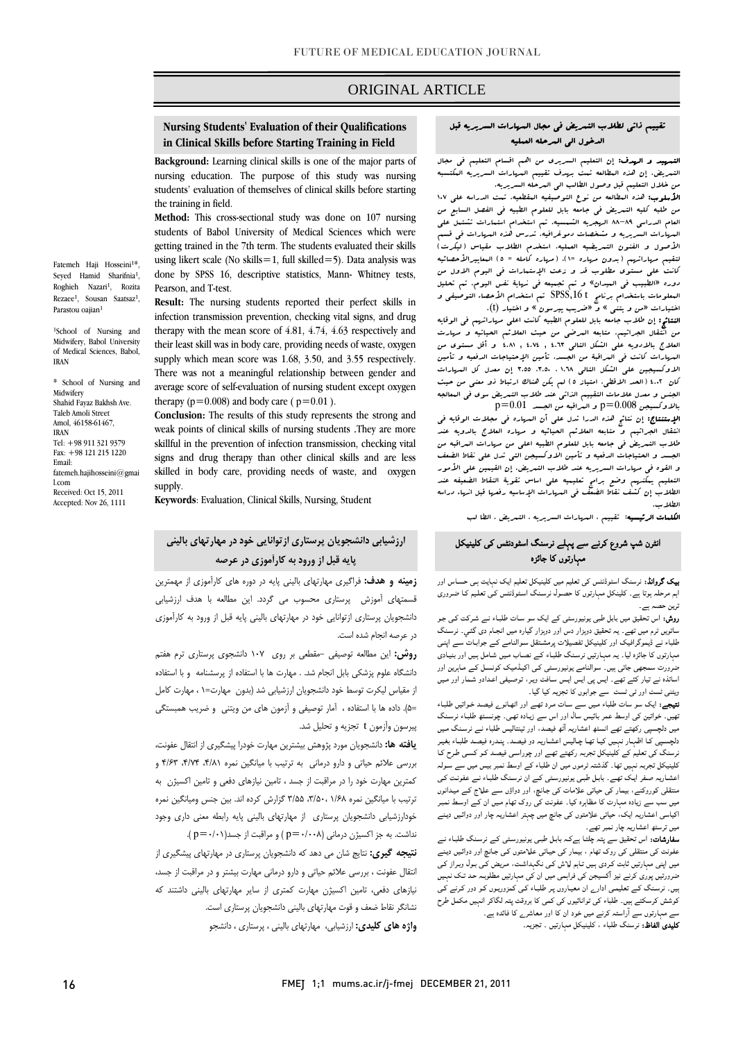# ORIGINAL ARTICLE

## Nursing Students' Evaluation of their Qualifications in Clinical Skills before Starting Training in Field

Fatemeh Haji Hosseini[1*], Seyed Hamid Sharifnia[1], Roghieh Nazari[1], Rozita Rezaee[1], Sousan Saatsaz[1], Parastou oajian[1]

[1]School of Nursing and Midwifery, Babol University of Medical Sciences, Babol, IRAN

\* School of Nursing and Midwifery
Shahid Fayaz Bakhsh Ave.
Taleb Amoli Street
Amol, 46158-61467, IRAN
Tel: +98 911 321 9379
Fax: +98 121 215 1220
Email: fatemeh.hajihosseini@gmail.com
Received: Oct 15, 2011
Accepted: Nov 26, 1111

**Background:** Learning clinical skills is one of the major parts of nursing education. The purpose of this study was nursing students' evaluation of themselves of clinical skills before starting the training in field.

**Method:** This cross-sectional study was done on 107 nursing students of Babol University of Medical Sciences which were getting trained in the 7th term. The students evaluated their skills using likert scale (No skills=1, full skilled=5). Data analysis was done by SPSS 16, descriptive statistics, Mann- Whitney tests, Pearson, and T-test.

**Result:** The nursing students reported their perfect skills in infection transmission prevention, checking vital signs, and drug therapy with the mean score of 4.81, 4.74, 4.63 respectively and their least skill was in body care, providing needs of waste, oxygen supply which mean score was 1.68, 3.50, and 3.55 respectively. There was not a meaningful relationship between gender and average score of self-evaluation of nursing student except oxygen therapy ($p=0.008$) and body care ($p=0.01$).

**Conclusion:** The results of this study represents the strong and weak points of clinical skills of nursing students .They are more skillful in the prevention of infection transmission, checking vital signs and drug therapy than other clinical skills and are less skilled in body care, providing needs of waste, and oxygen supply.

**Keywords**: Evaluation, Clinical Skills, Nursing, Student

## تقييم ذاتي لطلاب التمريض في مجال المهارات السريريه قبل الدخول الى المرحله العمليه

**التمهيد و الهدف:** إن التعليم السريري من اهم اقسام التعليم في مجال التمريض. إن هذه المطالعه تمت بهدف تقييم المهارات السريريه المكتسبه من خلال التعليم قبل وصول الطالب الى المرحله السريريه.

**الأسلوب:** هذه المطالعه من نوع التوصيفيه المقطعيه. تمت الدراسه على ١٠٧ من طلبه كليه التمريض في جامعه بابل للعلوم الطبيه في الفصل السابع من العام الدراسي ٨٩-٨٨ الهجريه الشمسيه. تم استخدام استمارات تشتمل على المهارات السريريه و مشخصات دموغرافيه. تدرس هذه المهارات في قسم الأصول و الفنون التمريضيه العمليه. استخدم الطلاب مقياس (ليكرت) لتقييم مهاراتهم (بدون مهاره =١)، (مهاره كامله = ٥) المعاييرالأحصائيه كانت على مستوى مطلوب قد و زعت الإستمارات في اليوم الاول من دوره «الطبيب في الميدان» و تم تجميعه في نهاية نفس اليوم. تم تحليل المعلومات باستخدام برنامج SPSS,16 t ثم استخدام الأحصاء التوصيفي و اختبارات «من و يتني » و «ضريب پيرسون » و اختيار (t).

**النتائج:** إن طلاب جامعه بابل للعلوم الطبيه كانت اعلى مهاراتهم في الوقايه من انتقال الجراثيم، متابعه المرضى من حيث العلائم الحياتيه و مهارة العلاج بالادويه على الشكل التالي ٤.٦٣ , ٤.٧٤ , ٤.٨١ و أقل مستوى من المهارات كانت في المراقبه من الجسد، تأمين الإحتياجات الدفعيه و تأمين الاوكسيجين على الشكل التالي ١.٦٨ ، ٣.٥٠، ٣.٥٥ إن معدل كل المهارات كان ٤.٠٢ (الحد الاقطى، امتياز ٥) لم يكن هنالك ارتباط ذو معنى من حيث الجنس و معدل علامات التقييم الذاتي عند طلاب التمريض سوى في المعالجه بالاوكسيجين p=0.008 و المراقبه من الجسد p=0.01

**الإستنتاج:** إن نتائج هذه الدرا تدل على أن المهاره في مجالات الوقايه في انتقال الجراثيم و متابعه العلائم الحياتيه و مهاره العلاج بالادويه عند طلاب التمريض في جامعه بابل للعلوم الطبيه اعلى من مهارات المراقبه من الجسد و الحتياجات الدفعيه و تأمين الاوكسيجين التي تدل على نقاط الضعف و القوه في مهارات السريريه عند طلاب التمريض. إن القيمين على الأمور التعليم يمكنهم وضع برامج تعليميه على اساس تقويه النقاط الضعيفه عند الطلاب إن كشف نقاط الضعف في المهارات الإساسيه رفعها قبل انتهاء دراسه الطلاب.

**الكلمات الرئيسيه:** تقييم ، المهارات السريريه ، التمريض ، الطا لب

## ارزشیابی دانشجویان پرستاری ازتوانایی خود در مهارتهای بالینی پایه قبل از ورود به کارآموزی در عرصه

**زمینه و هدف:** فراگیری مهارتهای بالینی پایه در دوره های کارآموزی از مهمترین قسمتهای آموزش پرستاری محسوب می گردد. این مطالعه با هدف ارزشیابی دانشجویان پرستاری ازتوانایی خود در مهارتهای بالینی پایه قبل از ورود به کارآموزی در عرصه انجام شده است.

**روش:** این مطالعه توصیفی –مقطعی بر روی ۱۰۷ دانشجوی پرستاری ترم هفتم دانشگاه علوم پزشکی بابل انجام شد . مهارت ها با استفاده از پرسشنامه و با استفاده از مقیاس لیکرت توسط خود دانشجویان ارزشیابی شد (بدون مهارت=۱ ، مهارت کامل =۵). داده ها با استفاده ، آمار توصیفی و آزمون های من ویتنی و ضریب همبستگی پیرسون وآزمون t تجزیه و تحلیل شد.

**یافته ها:** دانشجویان مورد پژوهش بیشترین مهارت خودرا پیشگیری از انتقال عفونت، بررسی علائم حیاتی و دارو درمانی به ترتیب با میانگین نمره ۴/۸۱، ۴/۷۴، ۴/۶۳ و کمترین مهارت خود را در مراقبت از جسد ، تامین نیازهای دفعی و تامین اکسیژن به ترتیب با میانگین نمره ۱/۶۸، ۳/۵۰، ۳/۵۵ گزارش کرده اند. بین جنس ومیانگین نمره خودارزشیابی دانشجویان پرستاری از مهارتهای بالینی پایه رابطه معنی داری وجود نداشت. به جز اکسیژن درمانی (p=۰/۰۰۸) و مراقبت از جسد(p=۰/۰۱).

**نتیجه گیری:** نتایج شان می دهد که دانشجویان پرستاری در مهارتهای پیشگیری از انتقال عفونت ، بررسی علائم حیاتی و دارو درمانی مهارت بیشتر و در مراقبت از جسد، نیازهای دفعی، تامین اکسیژن مهارت کمتری از سایر مهارتهای بالینی داشتند که نشانگر نقاط ضعف و قوت مهارتهای بالینی دانشجویان پرستاری است.

**واژه های کلیدی:** ارزشیابی، مهارتهای بالینی ، پرستاری ، دانشجو

## انٹرن شپ شروع کرنے سے پہلے نرسنگ اسٹوڈنٹس کی کلینیکل مہارتوں کا جائزہ

**بیک گراونڈ:** نرسنگ اسٹوڈنٹس کی تعلیم میں کلینیکل تعلیم ایک نہایت ہی حساس اور اہم مرحلہ ہوتا ہے۔ کلینیکل مہارتوں کا حصول نرسنگ اسٹوڈنٹس کی تعلیم کا ضروری ترین حصہ ہے۔

**روش:** اس تحقیق میں بابل طبی یونیورسٹی کے ایک سو سات طلباء نے شرکت کی جو ساتویں ٹرم میں تھے۔ یہ تحقیق دوہزار دس اور دوہزار گیارہ میں انجام دی گئی۔ نرسنگ طلباء نے ڈیموگرافیک اور کلینیکل تفصیلات پرمشتمل سوالنامے کے جوابات سے اپنی مہارتوں کا جائزہ لیا۔ یہ مہارتیں نرسنگ طلباء کے نصاب میں شامل ہیں اور بنیادی ضرورت سمجھی جاتی ہیں۔ سوالنامے یونیورسٹی کی اکیڈمیک کونسل کے ماہرین اور اساتذہ نے تیار کئے تھے۔ ایس پی ایس ایس سافٹ ویر، توصیفی اعدادو شمار اور مین ویٹنی ٹسٹ اور ٹی ٹسٹ سے جوابوں کا تجزیہ کیا گیا۔

**نتیجے:** ایک سو سات طلباء میں سے سات مرد تھے اور اٹھانوے فیصد خواتین طلباء تھیں۔ خواتین کی اوسط عمر بائیس سال اور اس سے زیادہ تھی۔ چونسٹھ طلباء نرسنگ میں دلچسپی رکھتے تھے انسٹھ اعشاریہ آٹھ فیصد، اور تینتالیس طلباء نے نرسنگ میں دلچسپی کا اظہار نہیں کیا تھا چالیس اعشاریہ دو فیصد۔ پندرہ فیصد طلباء بغیر نرسنگ کی تعلیم کے کلینیکل تجربہ رکھتے تھے اور چوراسی فیصد کو کسی طرح کا کلینیکل تجربہ نہیں تھا۔ گذشتہ ٹرموں میں ان طلباء کے اوسط نمبر بیس میں سے سولہ اعشاریہ صفر ایک تھے۔ بابل طبی یونیورسٹی کے ان نرسنگ طلباء نے عفونت کی منتقلی کوروکنے، بیمار کی حیاتی علامتوں کی جانچ، اور دواؤں سے علاج کے میدانوں میں سب سے زیادہ مہارت کا مظاہرہ کیا۔ عفونت کی روک تھام میں ان کے اوسط نمبر اکیاسی اعشاریہ ایک، حیاتی علامتوں کی جانچ میں چوہتر اعشاریہ چار اور دوائیں دینے میں ترسٹھ اعشاریہ چار نمبر تھے۔

**سفارشات:** اس تحقیق سے پتہ چلتا ہےکہ بابل طبی یونیورسٹی کے نرسنگ طلباء نے عفونت کی منتقلی کی روک تھام ، بیمار کی حیاتی علامتوں کی جانچ اور دوائیں دینے میں اپنی مہارتیں ثابت کردی ہیں تاہم لاش کی نگہداشت، مریض کی بول وبراز کی ضرورتیں پوری کرنے نیز آکسیجن کی فراہمی میں ان کی مہارتیں مطلوبہ حد تک نہیں ہیں۔ نرسنگ کے تعلیمی اداری ان معیاروں پر طلباء کی کمزوریوں کو دور کرنے کی کوشش کرسکتے ہیں۔ طلباء کی توانائیوں کی کمی کا بروقت پتہ لگاکر انہیں مکمل طرح سے مہارتوں سے آراستہ کرنے میں خود ان کا اور معاشرے کا فائدہ ہے۔

**کلیدی الفاظ:** نرسنگ طلباء ، کلینیکل مہارتیں ، تجزیہ۔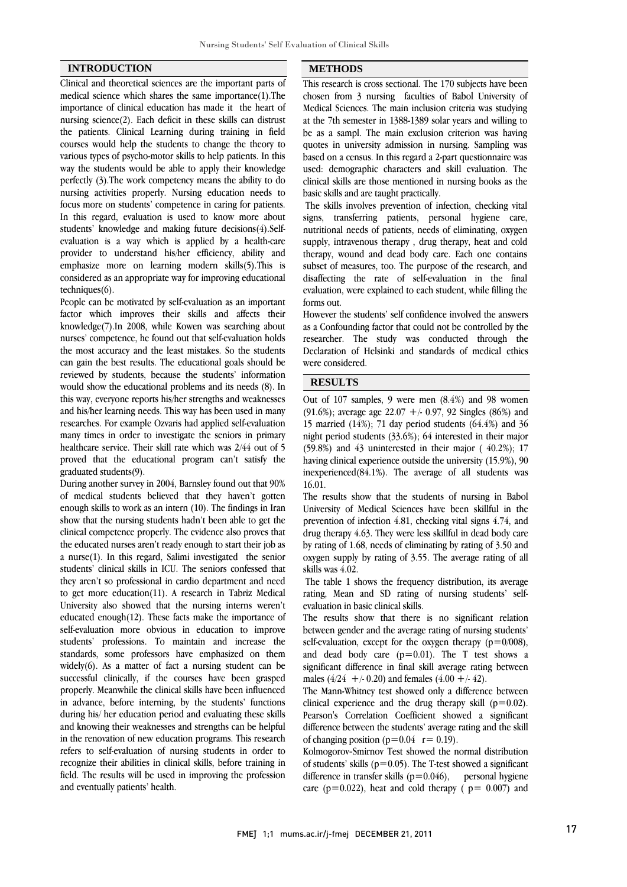## INTRODUCTION

Clinical and theoretical sciences are the important parts of medical science which shares the same importance(1).The importance of clinical education has made it the heart of nursing science(2). Each deficit in these skills can distrust the patients. Clinical Learning during training in field courses would help the students to change the theory to various types of psycho-motor skills to help patients. In this way the students would be able to apply their knowledge perfectly (3).The work competency means the ability to do nursing activities properly. Nursing education needs to focus more on students' competence in caring for patients. In this regard, evaluation is used to know more about students' knowledge and making future decisions(4).Self-evaluation is a way which is applied by a health-care provider to understand his/her efficiency, ability and emphasize more on learning modern skills(5).This is considered as an appropriate way for improving educational techniques(6).

People can be motivated by self-evaluation as an important factor which improves their skills and affects their knowledge(7).In 2008, while Kowen was searching about nurses' competence, he found out that self-evaluation holds the most accuracy and the least mistakes. So the students can gain the best results. The educational goals should be reviewed by students, because the students' information would show the educational problems and its needs (8). In this way, everyone reports his/her strengths and weaknesses and his/her learning needs. This way has been used in many researches. For example Ozvaris had applied self-evaluation many times in order to investigate the seniors in primary healthcare service. Their skill rate which was 2/44 out of 5 proved that the educational program can't satisfy the graduated students(9).

During another survey in 2004, Barnsley found out that 90% of medical students believed that they haven't gotten enough skills to work as an intern (10). The findings in Iran show that the nursing students hadn't been able to get the clinical competence properly. The evidence also proves that the educated nurses aren't ready enough to start their job as a nurse(1). In this regard, Salimi investigated the senior students' clinical skills in ICU. The seniors confessed that they aren't so professional in cardio department and need to get more education(11). A research in Tabriz Medical University also showed that the nursing interns weren't educated enough(12). These facts make the importance of self-evaluation more obvious in education to improve students' professions. To maintain and increase the standards, some professors have emphasized on them widely(6). As a matter of fact a nursing student can be successful clinically, if the courses have been grasped properly. Meanwhile the clinical skills have been influenced in advance, before interning, by the students' functions during his/ her education period and evaluating these skills and knowing their weaknesses and strengths can be helpful in the renovation of new education programs. This research refers to self-evaluation of nursing students in order to recognize their abilities in clinical skills, before training in field. The results will be used in improving the profession and eventually patients' health.

## METHODS

This research is cross sectional. The 170 subjects have been chosen from 3 nursing faculties of Babol University of Medical Sciences. The main inclusion criteria was studying at the 7th semester in 1388-1389 solar years and willing to be as a sampl. The main exclusion criterion was having quotes in university admission in nursing. Sampling was based on a census. In this regard a 2-part questionnaire was used: demographic characters and skill evaluation. The clinical skills are those mentioned in nursing books as the basic skills and are taught practically.

The skills involves prevention of infection, checking vital signs, transferring patients, personal hygiene care, nutritional needs of patients, needs of eliminating, oxygen supply, intravenous therapy , drug therapy, heat and cold therapy, wound and dead body care. Each one contains subset of measures, too. The purpose of the research, and disaffecting the rate of self-evaluation in the final evaluation, were explained to each student, while filling the forms out.

However the students' self confidence involved the answers as a Confounding factor that could not be controlled by the researcher. The study was conducted through the Declaration of Helsinki and standards of medical ethics were considered.

## RESULTS

Out of 107 samples, 9 were men (8.4%) and 98 women (91.6%); average age 22.07 +/- 0.97, 92 Singles (86%) and 15 married (14%); 71 day period students (64.4%) and 36 night period students (33.6%); 64 interested in their major (59.8%) and 43 uninterested in their major ( 40.2%); 17 having clinical experience outside the university (15.9%), 90 inexperienced(84.1%). The average of all students was 16.01.

The results show that the students of nursing in Babol University of Medical Sciences have been skillful in the prevention of infection 4.81, checking vital signs 4.74, and drug therapy 4.63. They were less skillful in dead body care by rating of 1.68, needs of eliminating by rating of 3.50 and oxygen supply by rating of 3.55. The average rating of all skills was 4.02.

The table 1 shows the frequency distribution, its average rating, Mean and SD rating of nursing students' self-evaluation in basic clinical skills.

The results show that there is no significant relation between gender and the average rating of nursing students' self-evaluation, except for the oxygen therapy ($p=0/008$), and dead body care ($p=0.01$). The T test shows a significant difference in final skill average rating between males (4/24 +/- 0.20) and females (4.00 +/- 42).

The Mann-Whitney test showed only a difference between clinical experience and the drug therapy skill ($p=0.02$). Pearson's Correlation Coefficient showed a significant difference between the students' average rating and the skill of changing position ($p=0.04$ $r= 0.19$).

Kolmogorov-Smirnov Test showed the normal distribution of students' skills ($p=0.05$). The T-test showed a significant difference in transfer skills ($p=0.046$), personal hygiene care ($p=0.022$), heat and cold therapy ( $p= 0.007$) and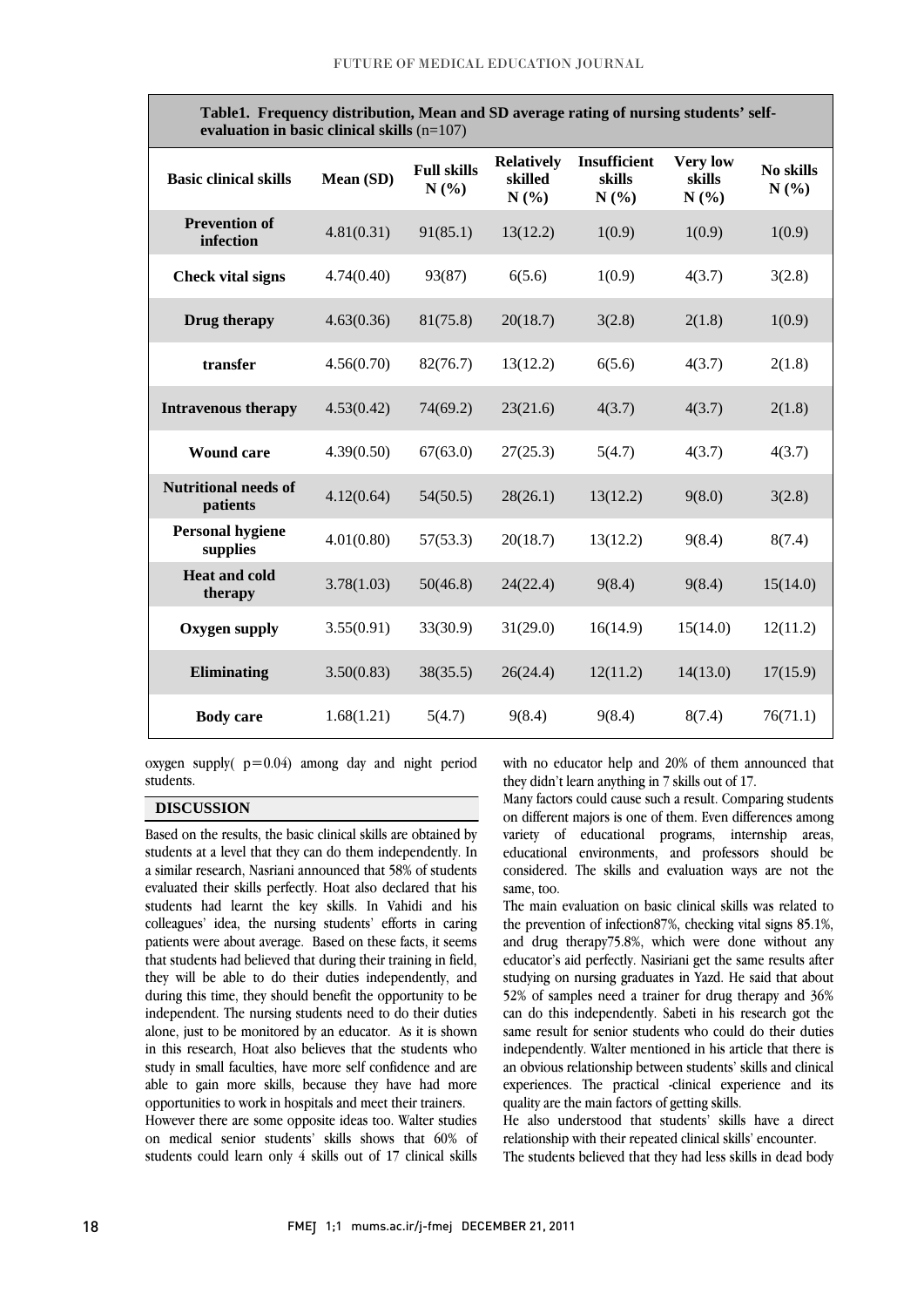**Table1. Frequency distribution, Mean and SD average rating of nursing students' self-evaluation in basic clinical skills** (n=107)

| Basic clinical skills | Mean (SD) | Full skills N (%) | Relatively skilled N (%) | Insufficient skills N (%) | Very low skills N (%) | No skills N (%) |
|---|---|---|---|---|---|---|
| Prevention of infection | 4.81(0.31) | 91(85.1) | 13(12.2) | 1(0.9) | 1(0.9) | 1(0.9) |
| Check vital signs | 4.74(0.40) | 93(87) | 6(5.6) | 1(0.9) | 4(3.7) | 3(2.8) |
| Drug therapy | 4.63(0.36) | 81(75.8) | 20(18.7) | 3(2.8) | 2(1.8) | 1(0.9) |
| transfer | 4.56(0.70) | 82(76.7) | 13(12.2) | 6(5.6) | 4(3.7) | 2(1.8) |
| Intravenous therapy | 4.53(0.42) | 74(69.2) | 23(21.6) | 4(3.7) | 4(3.7) | 2(1.8) |
| Wound care | 4.39(0.50) | 67(63.0) | 27(25.3) | 5(4.7) | 4(3.7) | 4(3.7) |
| Nutritional needs of patients | 4.12(0.64) | 54(50.5) | 28(26.1) | 13(12.2) | 9(8.0) | 3(2.8) |
| Personal hygiene supplies | 4.01(0.80) | 57(53.3) | 20(18.7) | 13(12.2) | 9(8.4) | 8(7.4) |
| Heat and cold therapy | 3.78(1.03) | 50(46.8) | 24(22.4) | 9(8.4) | 9(8.4) | 15(14.0) |
| Oxygen supply | 3.55(0.91) | 33(30.9) | 31(29.0) | 16(14.9) | 15(14.0) | 12(11.2) |
| Eliminating | 3.50(0.83) | 38(35.5) | 26(24.4) | 12(11.2) | 14(13.0) | 17(15.9) |
| Body care | 1.68(1.21) | 5(4.7) | 9(8.4) | 9(8.4) | 8(7.4) | 76(71.1) |

oxygen supply( $p=0.04$) among day and night period students.

## DISCUSSION

Based on the results, the basic clinical skills are obtained by students at a level that they can do them independently. In a similar research, Nasriani announced that 58% of students evaluated their skills perfectly. Hoat also declared that his students had learnt the key skills. In Vahidi and his colleagues' idea, the nursing students' efforts in caring patients were about average. Based on these facts, it seems that students had believed that during their training in field, they will be able to do their duties independently, and during this time, they should benefit the opportunity to be independent. The nursing students need to do their duties alone, just to be monitored by an educator. As it is shown in this research, Hoat also believes that the students who study in small faculties, have more self confidence and are able to gain more skills, because they have had more opportunities to work in hospitals and meet their trainers.

However there are some opposite ideas too. Walter studies on medical senior students' skills shows that 60% of students could learn only 4 skills out of 17 clinical skills with no educator help and 20% of them announced that they didn't learn anything in 7 skills out of 17.

Many factors could cause such a result. Comparing students on different majors is one of them. Even differences among variety of educational programs, internship areas, educational environments, and professors should be considered. The skills and evaluation ways are not the same, too.

The main evaluation on basic clinical skills was related to the prevention of infection87%, checking vital signs 85.1%, and drug therapy75.8%, which were done without any educator's aid perfectly. Nasiriani get the same results after studying on nursing graduates in Yazd. He said that about 52% of samples need a trainer for drug therapy and 36% can do this independently. Sabeti in his research got the same result for senior students who could do their duties independently. Walter mentioned in his article that there is an obvious relationship between students' skills and clinical experiences. The practical -clinical experience and its quality are the main factors of getting skills.

He also understood that students' skills have a direct relationship with their repeated clinical skills' encounter.

The students believed that they had less skills in dead body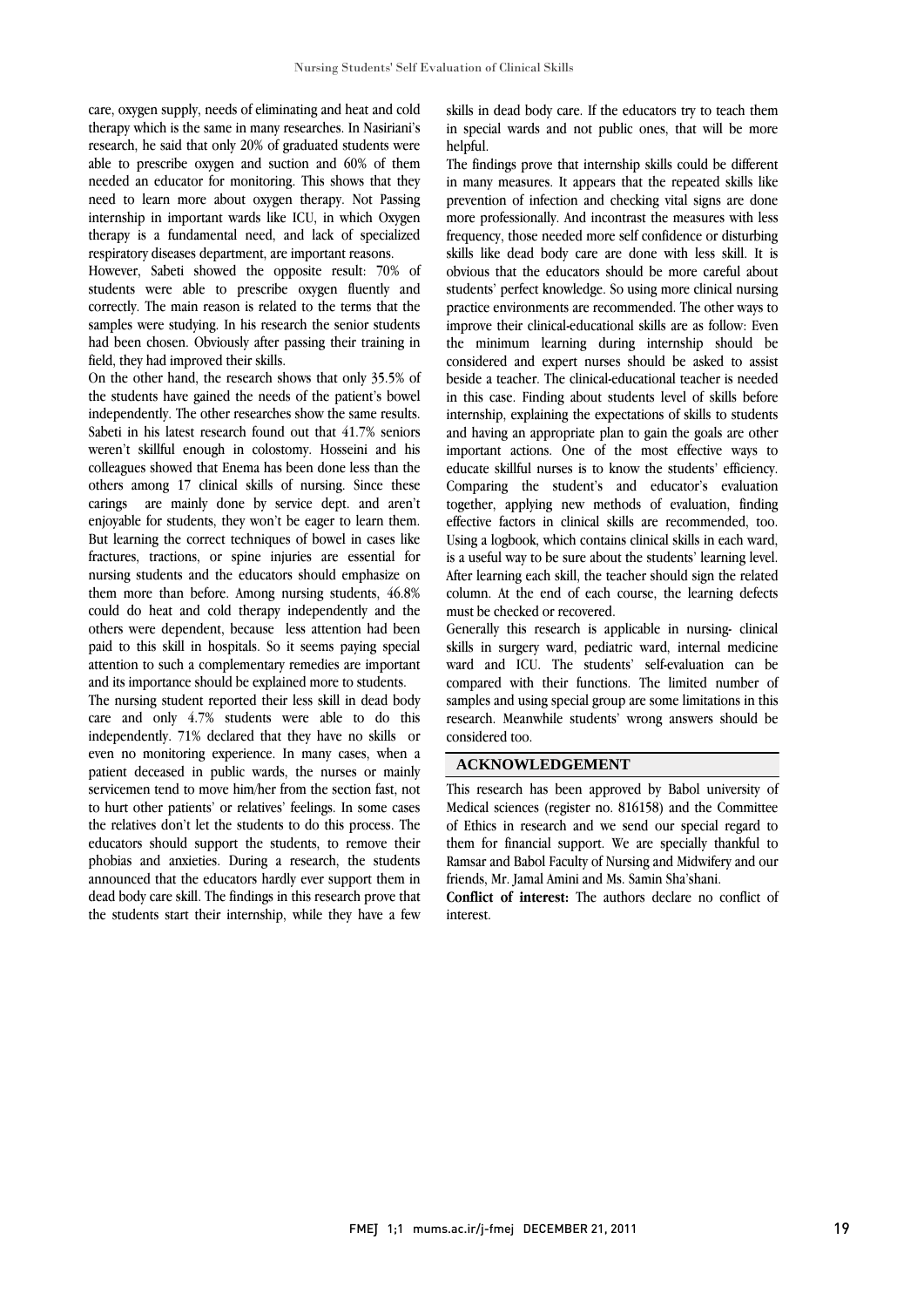care, oxygen supply, needs of eliminating and heat and cold therapy which is the same in many researches. In Nasiriani's research, he said that only 20% of graduated students were able to prescribe oxygen and suction and 60% of them needed an educator for monitoring. This shows that they need to learn more about oxygen therapy. Not Passing internship in important wards like ICU, in which Oxygen therapy is a fundamental need, and lack of specialized respiratory diseases department, are important reasons.

However, Sabeti showed the opposite result: 70% of students were able to prescribe oxygen fluently and correctly. The main reason is related to the terms that the samples were studying. In his research the senior students had been chosen. Obviously after passing their training in field, they had improved their skills.

On the other hand, the research shows that only 35.5% of the students have gained the needs of the patient's bowel independently. The other researches show the same results. Sabeti in his latest research found out that 41.7% seniors weren't skillful enough in colostomy. Hosseini and his colleagues showed that Enema has been done less than the others among 17 clinical skills of nursing. Since these carings are mainly done by service dept. and aren't enjoyable for students, they won't be eager to learn them. But learning the correct techniques of bowel in cases like fractures, tractions, or spine injuries are essential for nursing students and the educators should emphasize on them more than before. Among nursing students, 46.8% could do heat and cold therapy independently and the others were dependent, because less attention had been paid to this skill in hospitals. So it seems paying special attention to such a complementary remedies are important and its importance should be explained more to students.

The nursing student reported their less skill in dead body care and only 4.7% students were able to do this independently. 71% declared that they have no skills or even no monitoring experience. In many cases, when a patient deceased in public wards, the nurses or mainly servicemen tend to move him/her from the section fast, not to hurt other patients' or relatives' feelings. In some cases the relatives don't let the students to do this process. The educators should support the students, to remove their phobias and anxieties. During a research, the students announced that the educators hardly ever support them in dead body care skill. The findings in this research prove that the students start their internship, while they have a few skills in dead body care. If the educators try to teach them in special wards and not public ones, that will be more helpful.

The findings prove that internship skills could be different in many measures. It appears that the repeated skills like prevention of infection and checking vital signs are done more professionally. And incontrast the measures with less frequency, those needed more self confidence or disturbing skills like dead body care are done with less skill. It is obvious that the educators should be more careful about students' perfect knowledge. So using more clinical nursing practice environments are recommended. The other ways to improve their clinical-educational skills are as follow: Even the minimum learning during internship should be considered and expert nurses should be asked to assist beside a teacher. The clinical-educational teacher is needed in this case. Finding about students level of skills before internship, explaining the expectations of skills to students and having an appropriate plan to gain the goals are other important actions. One of the most effective ways to educate skillful nurses is to know the students' efficiency. Comparing the student's and educator's evaluation together, applying new methods of evaluation, finding effective factors in clinical skills are recommended, too. Using a logbook, which contains clinical skills in each ward, is a useful way to be sure about the students' learning level. After learning each skill, the teacher should sign the related column. At the end of each course, the learning defects must be checked or recovered.

Generally this research is applicable in nursing- clinical skills in surgery ward, pediatric ward, internal medicine ward and ICU. The students' self-evaluation can be compared with their functions. The limited number of samples and using special group are some limitations in this research. Meanwhile students' wrong answers should be considered too.

## ACKNOWLEDGEMENT

This research has been approved by Babol university of Medical sciences (register no. 816158) and the Committee of Ethics in research and we send our special regard to them for financial support. We are specially thankful to Ramsar and Babol Faculty of Nursing and Midwifery and our friends, Mr. Jamal Amini and Ms. Samin Sha'shani.

**Conflict of interest:** The authors declare no conflict of interest.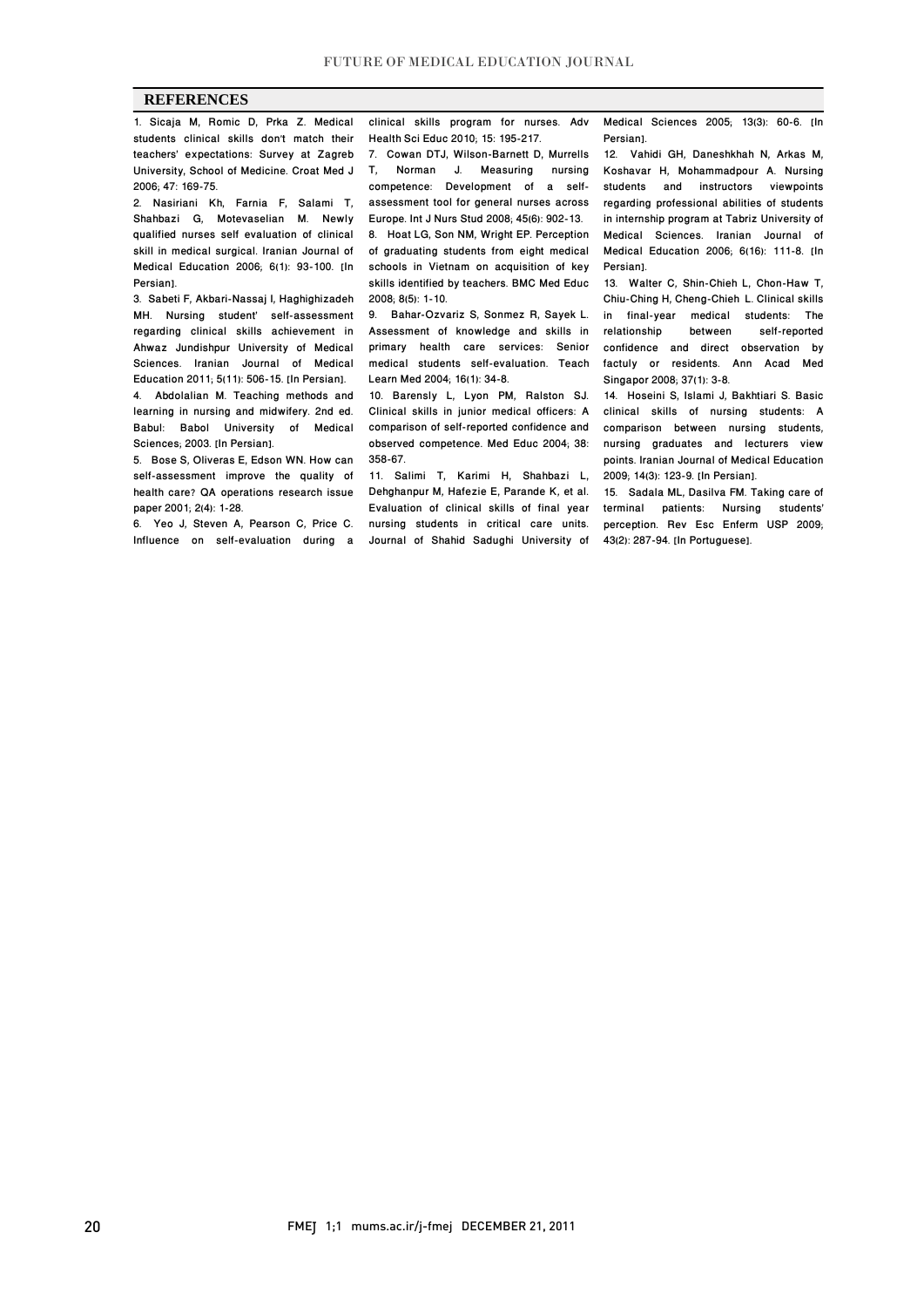## REFERENCES

1. Sicaja M, Romic D, Prka Z. Medical students clinical skills don't match their teachers' expectations: Survey at Zagreb University, School of Medicine. Croat Med J 2006; 47: 169-75.
2. Nasiriani Kh, Farnia F, Salami T, Shahbazi G, Motevaselian M. Newly qualified nurses self evaluation of clinical skill in medical surgical. Iranian Journal of Medical Education 2006; 6(1): 93-100. [In Persian].
3. Sabeti F, Akbari-Nassaj I, Haghighizadeh MH. Nursing student' self-assessment regarding clinical skills achievement in Ahwaz Jundishpur University of Medical Sciences. Iranian Journal of Medical Education 2011; 5(11): 506-15. [In Persian].
4. Abdolalian M. Teaching methods and learning in nursing and midwifery. 2nd ed. Babul: Babol University of Medical Sciences; 2003. [In Persian].
5. Bose S, Oliveras E, Edson WN. How can self-assessment improve the quality of health care? QA operations research issue paper 2001; 2(4): 1-28.
6. Yeo J, Steven A, Pearson C, Price C. Influence on self-evaluation during a clinical skills program for nurses. Adv Health Sci Educ 2010; 15: 195-217.
7. Cowan DTJ, Wilson-Barnett D, Murrells T, Norman J. Measuring nursing competence: Development of a self-assessment tool for general nurses across Europe. Int J Nurs Stud 2008; 45(6): 902-13.
8. Hoat LG, Son NM, Wright EP. Perception of graduating students from eight medical schools in Vietnam on acquisition of key skills identified by teachers. BMC Med Educ 2008; 8(5): 1-10.
9. Bahar-Ozvariz S, Sonmez R, Sayek L. Assessment of knowledge and skills in primary health care services: Senior medical students self-evaluation. Teach Learn Med 2004; 16(1): 34-8.
10. Barensly L, Lyon PM, Ralston SJ. Clinical skills in junior medical officers: A comparison of self-reported confidence and observed competence. Med Educ 2004; 38: 358-67.
11. Salimi T, Karimi H, Shahbazi L, Dehghanpur M, Hafezie E, Parande K, et al. Evaluation of clinical skills of final year nursing students in critical care units. Journal of Shahid Sadughi University of Medical Sciences 2005; 13(3): 60-6. [In Persian].
12. Vahidi GH, Daneshkhah N, Arkas M, Koshavar H, Mohammadpour A. Nursing students and instructors viewpoints regarding professional abilities of students in internship program at Tabriz University of Medical Sciences. Iranian Journal of Medical Education 2006; 6(16): 111-8. [In Persian].
13. Walter C, Shin-Chieh L, Chon-Haw T, Chiu-Ching H, Cheng-Chieh L. Clinical skills in final-year medical students: The relationship between self-reported confidence and direct observation by factuly or residents. Ann Acad Med Singapor 2008; 37(1): 3-8.
14. Hoseini S, Islami J, Bakhtiari S. Basic clinical skills of nursing students: A comparison between nursing students, nursing graduates and lecturers view points. Iranian Journal of Medical Education 2009; 14(3): 123-9. [In Persian].
15. Sadala ML, Dasilva FM. Taking care of terminal patients: Nursing students' perception. Rev Esc Enferm USP 2009; 43(2): 287-94. [In Portuguese].